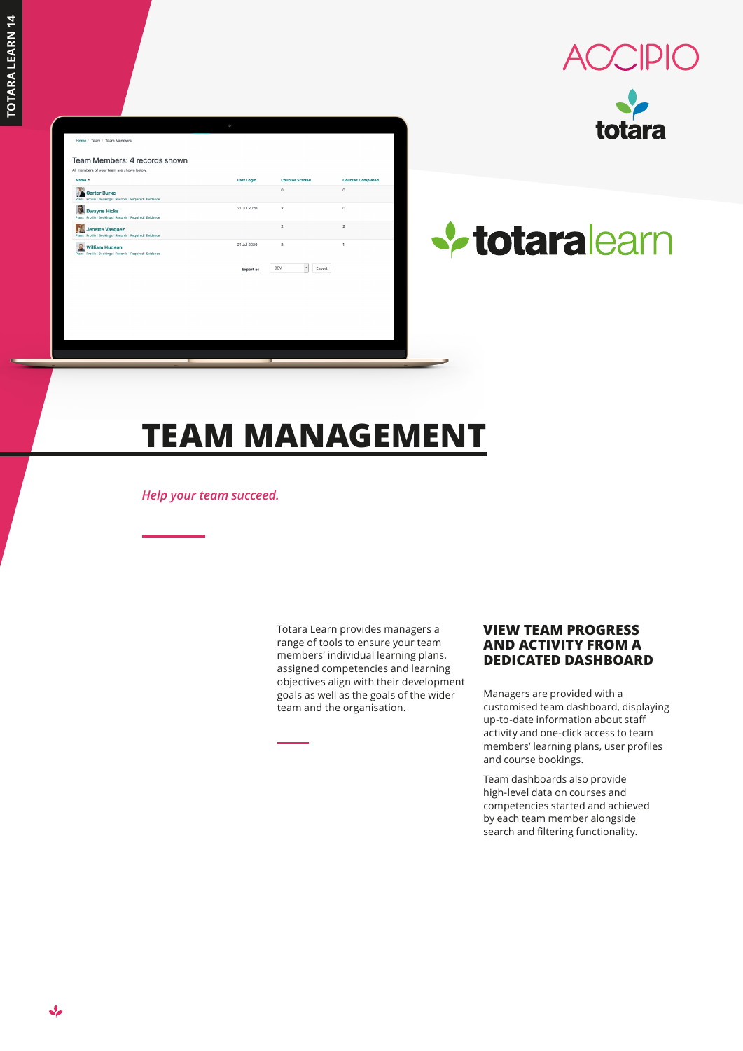# TEAM MANAGEMENT

*Help your team succeed.*

Totara Learn provides managers a range of tools to ensure your team members' individual learning plans, assigned competencies and learning objectives align with their development goals as well as the goals of the wider team and the organisation.

## VIEW TEAM PROGRESS AND ACTIVITY FROM A DEDICATED DASHBOARD

Managers are provided with a customised team dashboard, displaying up-to-date information about staff activity and one-click access to team members' learning plans, user profiles and course bookings.

Team dashboards also provide high-level data on courses and competencies started and achieved by each team member alongside search and filtering functionality.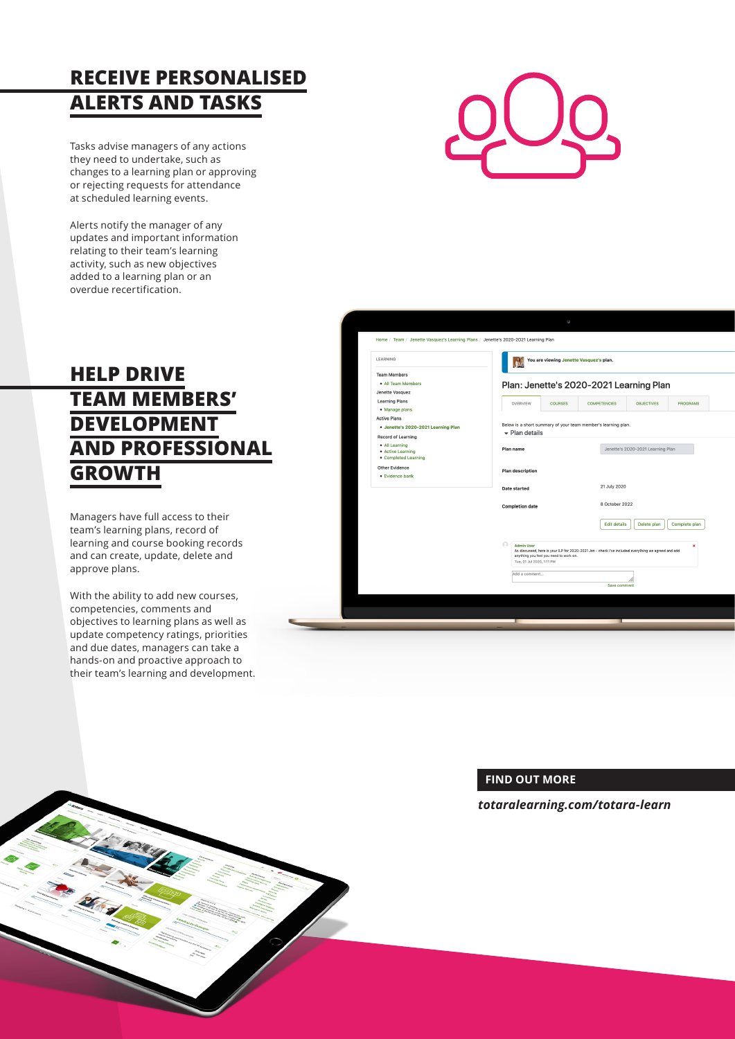## RECEIVE PERSONALISED ALERTS AND TASKS

Tasks advise managers of any actions they need to undertake, such as changes to a learning plan or approving or rejecting requests for attendance at scheduled learning events.

Alerts notify the manager of any updates and important information relating to their team's learning activity, such as new objectives added to a learning plan or an overdue recertification.

## HELP DRIVE TEAM MEMBERS' DEVELOPMENT AND PROFESSIONAL GROWTH

Managers have full access to their team's learning plans, record of learning and course booking records and can create, update, delete and approve plans.

With the ability to add new courses, competencies, comments and objectives to learning plans as well as update competency ratings, priorities and due dates, managers can take a hands-on and proactive approach to their team's learning and development.

**FIND OUT MORE**

***totaralearning.com/totara-learn***